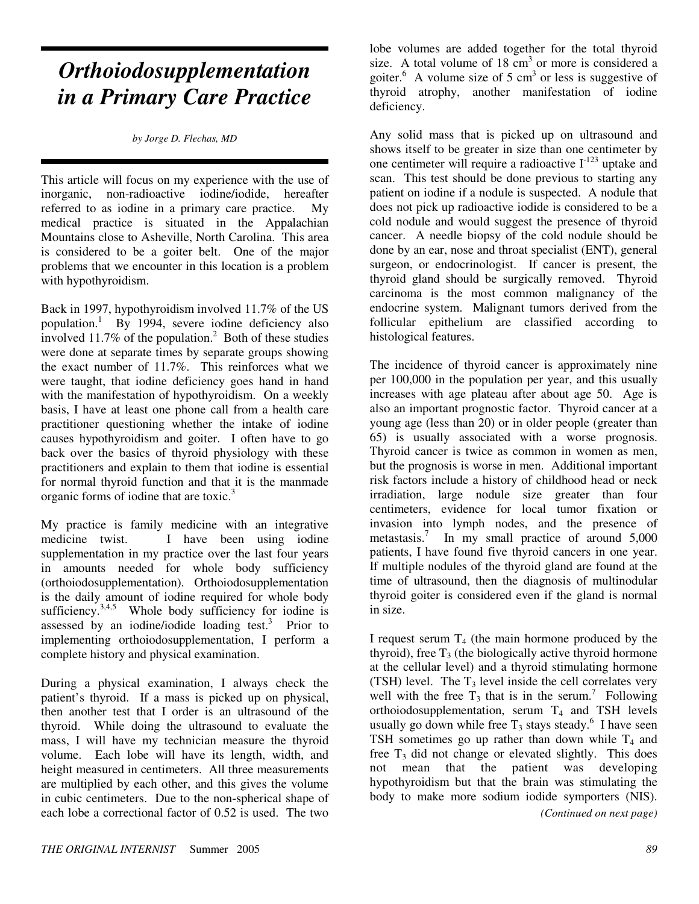# *Orthoiodosupplementation in a Primary Care Practice*

*by Jorge D. Flechas, MD*

This article will focus on my experience with the use of inorganic, non-radioactive iodine/iodide, hereafter referred to as iodine in a primary care practice. My medical practice is situated in the Appalachian Mountains close to Asheville, North Carolina. This area is considered to be a goiter belt. One of the major problems that we encounter in this location is a problem with hypothyroidism.

Back in 1997, hypothyroidism involved 11.7% of the US population.[1] By 1994, severe iodine deficiency also involved 11.7% of the population.[2] Both of these studies were done at separate times by separate groups showing the exact number of 11.7%. This reinforces what we were taught, that iodine deficiency goes hand in hand with the manifestation of hypothyroidism. On a weekly basis, I have at least one phone call from a health care practitioner questioning whether the intake of iodine causes hypothyroidism and goiter. I often have to go back over the basics of thyroid physiology with these practitioners and explain to them that iodine is essential for normal thyroid function and that it is the manmade organic forms of iodine that are toxic.[3]

My practice is family medicine with an integrative medicine twist. I have been using iodine supplementation in my practice over the last four years in amounts needed for whole body sufficiency (orthoiodosupplementation). Orthoiodosupplementation is the daily amount of iodine required for whole body sufficiency.[3,4,5] Whole body sufficiency for iodine is assessed by an iodine/iodide loading test.[3] Prior to implementing orthoiodosupplementation, I perform a complete history and physical examination.

During a physical examination, I always check the patient's thyroid. If a mass is picked up on physical, then another test that I order is an ultrasound of the thyroid. While doing the ultrasound to evaluate the mass, I will have my technician measure the thyroid volume. Each lobe will have its length, width, and height measured in centimeters. All three measurements are multiplied by each other, and this gives the volume in cubic centimeters. Due to the non-spherical shape of each lobe a correctional factor of 0.52 is used. The two lobe volumes are added together for the total thyroid size. A total volume of 18 $cm^3$ or more is considered a goiter.[6] A volume size of 5 $cm^3$ or less is suggestive of thyroid atrophy, another manifestation of iodine deficiency.

Any solid mass that is picked up on ultrasound and shows itself to be greater in size than one centimeter by one centimeter will require a radioactive $I^{123}$ uptake and scan. This test should be done previous to starting any patient on iodine if a nodule is suspected. A nodule that does not pick up radioactive iodide is considered to be a cold nodule and would suggest the presence of thyroid cancer. A needle biopsy of the cold nodule should be done by an ear, nose and throat specialist (ENT), general surgeon, or endocrinologist. If cancer is present, the thyroid gland should be surgically removed. Thyroid carcinoma is the most common malignancy of the endocrine system. Malignant tumors derived from the follicular epithelium are classified according to histological features.

The incidence of thyroid cancer is approximately nine per 100,000 in the population per year, and this usually increases with age plateau after about age 50. Age is also an important prognostic factor. Thyroid cancer at a young age (less than 20) or in older people (greater than 65) is usually associated with a worse prognosis. Thyroid cancer is twice as common in women as men, but the prognosis is worse in men. Additional important risk factors include a history of childhood head or neck irradiation, large nodule size greater than four centimeters, evidence for local tumor fixation or invasion into lymph nodes, and the presence of metastasis.[7] In my small practice of around 5,000 patients, I have found five thyroid cancers in one year. If multiple nodules of the thyroid gland are found at the time of ultrasound, then the diagnosis of multinodular thyroid goiter is considered even if the gland is normal in size.

I request serum $T_4$ (the main hormone produced by the thyroid), free $T_3$ (the biologically active thyroid hormone at the cellular level) and a thyroid stimulating hormone (TSH) level. The $T_3$ level inside the cell correlates very well with the free $T_3$ that is in the serum.[7] Following orthoiodosupplementation, serum $T_4$ and TSH levels usually go down while free $T_3$ stays steady.[6] I have seen TSH sometimes go up rather than down while $T_4$ and free $T_3$ did not change or elevated slightly. This does not mean that the patient was developing hypothyroidism but that the brain was stimulating the body to make more sodium iodide symporters (NIS).

*(Continued on next page)*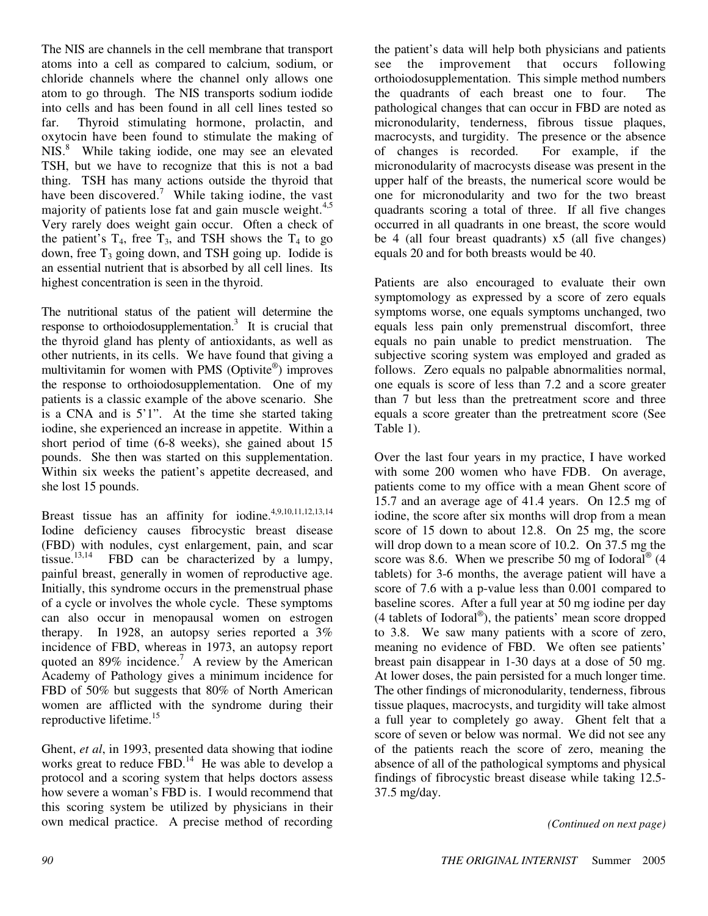The NIS are channels in the cell membrane that transport atoms into a cell as compared to calcium, sodium, or chloride channels where the channel only allows one atom to go through. The NIS transports sodium iodide into cells and has been found in all cell lines tested so far. Thyroid stimulating hormone, prolactin, and oxytocin have been found to stimulate the making of NIS.[8] While taking iodide, one may see an elevated TSH, but we have to recognize that this is not a bad thing. TSH has many actions outside the thyroid that have been discovered.[7] While taking iodine, the vast majority of patients lose fat and gain muscle weight.[4,5] Very rarely does weight gain occur. Often a check of the patient's $T_4$, free $T_3$, and TSH shows the $T_4$ to go down, free $T_3$ going down, and TSH going up. Iodide is an essential nutrient that is absorbed by all cell lines. Its highest concentration is seen in the thyroid.

The nutritional status of the patient will determine the response to orthoiodosupplementation.[3] It is crucial that the thyroid gland has plenty of antioxidants, as well as other nutrients, in its cells. We have found that giving a multivitamin for women with PMS (Optivite®) improves the response to orthoiodosupplementation. One of my patients is a classic example of the above scenario. She is a CNA and is 5'1". At the time she started taking iodine, she experienced an increase in appetite. Within a short period of time (6-8 weeks), she gained about 15 pounds. She then was started on this supplementation. Within six weeks the patient's appetite decreased, and she lost 15 pounds.

Breast tissue has an affinity for iodine.[4,9,10,11,12,13,14] Iodine deficiency causes fibrocystic breast disease (FBD) with nodules, cyst enlargement, pain, and scar tissue.[13,14] FBD can be characterized by a lumpy, painful breast, generally in women of reproductive age. Initially, this syndrome occurs in the premenstrual phase of a cycle or involves the whole cycle. These symptoms can also occur in menopausal women on estrogen therapy. In 1928, an autopsy series reported a 3% incidence of FBD, whereas in 1973, an autopsy report quoted an 89% incidence.[7] A review by the American Academy of Pathology gives a minimum incidence for FBD of 50% but suggests that 80% of North American women are afflicted with the syndrome during their reproductive lifetime.[15]

Ghent, *et al*, in 1993, presented data showing that iodine works great to reduce FBD.[14] He was able to develop a protocol and a scoring system that helps doctors assess how severe a woman's FBD is. I would recommend that this scoring system be utilized by physicians in their own medical practice. A precise method of recording the patient's data will help both physicians and patients see the improvement that occurs following orthoiodosupplementation. This simple method numbers the quadrants of each breast one to four. The pathological changes that can occur in FBD are noted as micronodularity, tenderness, fibrous tissue plaques, macrocysts, and turgidity. The presence or the absence of changes is recorded. For example, if the micronodularity of macrocysts disease was present in the upper half of the breasts, the numerical score would be one for micronodularity and two for the two breast quadrants scoring a total of three. If all five changes occurred in all quadrants in one breast, the score would be 4 (all four breast quadrants) x5 (all five changes) equals 20 and for both breasts would be 40.

Patients are also encouraged to evaluate their own symptomology as expressed by a score of zero equals symptoms worse, one equals symptoms unchanged, two equals less pain only premenstrual discomfort, three equals no pain unable to predict menstruation. The subjective scoring system was employed and graded as follows. Zero equals no palpable abnormalities normal, one equals is score of less than 7.2 and a score greater than 7 but less than the pretreatment score and three equals a score greater than the pretreatment score (See Table 1).

Over the last four years in my practice, I have worked with some 200 women who have FDB. On average, patients come to my office with a mean Ghent score of 15.7 and an average age of 41.4 years. On 12.5 mg of iodine, the score after six months will drop from a mean score of 15 down to about 12.8. On 25 mg, the score will drop down to a mean score of 10.2. On 37.5 mg the score was 8.6. When we prescribe 50 mg of Iodoral® (4 tablets) for 3-6 months, the average patient will have a score of 7.6 with a p-value less than 0.001 compared to baseline scores. After a full year at 50 mg iodine per day (4 tablets of Iodoral®), the patients' mean score dropped to 3.8. We saw many patients with a score of zero, meaning no evidence of FBD. We often see patients' breast pain disappear in 1-30 days at a dose of 50 mg. At lower doses, the pain persisted for a much longer time. The other findings of micronodularity, tenderness, fibrous tissue plaques, macrocysts, and turgidity will take almost a full year to completely go away. Ghent felt that a score of seven or below was normal. We did not see any of the patients reach the score of zero, meaning the absence of all of the pathological symptoms and physical findings of fibrocystic breast disease while taking 12.5-37.5 mg/day.

*(Continued on next page)*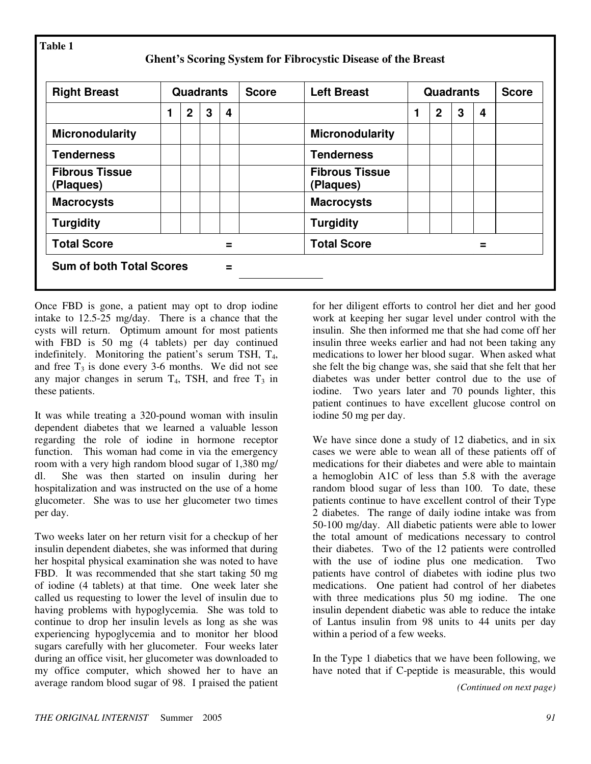**Table 1**

**Ghent's Scoring System for Fibrocystic Disease of the Breast**

| Right Breast | Quadrants | | | | Score | Left Breast | Quadrants | | | | Score |
|---|---|---|---|---|---|---|---|---|---|---|---|
| | 1 | 2 | 3 | 4 | | | 1 | 2 | 3 | 4 | |
| Micronodularity | | | | | | Micronodularity | | | | | |
| Tenderness | | | | | | Tenderness | | | | | |
| Fibrous Tissue (Plaques) | | | | | | Fibrous Tissue (Plaques) | | | | | |
| Macrocysts | | | | | | Macrocysts | | | | | |
| Turgidity | | | | | | Turgidity | | | | | |
| Total Score | | | | = | | Total Score | | | | = | |

**Sum of both Total Scores =** \_\_\_\_\_\_\_\_\_\_

Once FBD is gone, a patient may opt to drop iodine intake to 12.5-25 mg/day. There is a chance that the cysts will return. Optimum amount for most patients with FBD is 50 mg (4 tablets) per day continued indefinitely. Monitoring the patient's serum TSH, $T_4$, and free $T_3$ is done every 3-6 months. We did not see any major changes in serum $T_4$, TSH, and free $T_3$ in these patients.

It was while treating a 320-pound woman with insulin dependent diabetes that we learned a valuable lesson regarding the role of iodine in hormone receptor function. This woman had come in via the emergency room with a very high random blood sugar of 1,380 mg/dl. She was then started on insulin during her hospitalization and was instructed on the use of a home glucometer. She was to use her glucometer two times per day.

Two weeks later on her return visit for a checkup of her insulin dependent diabetes, she was informed that during her hospital physical examination she was noted to have FBD. It was recommended that she start taking 50 mg of iodine (4 tablets) at that time. One week later she called us requesting to lower the level of insulin due to having problems with hypoglycemia. She was told to continue to drop her insulin levels as long as she was experiencing hypoglycemia and to monitor her blood sugars carefully with her glucometer. Four weeks later during an office visit, her glucometer was downloaded to my office computer, which showed her to have an average random blood sugar of 98. I praised the patient for her diligent efforts to control her diet and her good work at keeping her sugar level under control with the insulin. She then informed me that she had come off her insulin three weeks earlier and had not been taking any medications to lower her blood sugar. When asked what she felt the big change was, she said that she felt that her diabetes was under better control due to the use of iodine. Two years later and 70 pounds lighter, this patient continues to have excellent glucose control on iodine 50 mg per day.

We have since done a study of 12 diabetics, and in six cases we were able to wean all of these patients off of medications for their diabetes and were able to maintain a hemoglobin A1C of less than 5.8 with the average random blood sugar of less than 100. To date, these patients continue to have excellent control of their Type 2 diabetes. The range of daily iodine intake was from 50-100 mg/day. All diabetic patients were able to lower the total amount of medications necessary to control their diabetes. Two of the 12 patients were controlled with the use of iodine plus one medication. Two patients have control of diabetes with iodine plus two medications. One patient had control of her diabetes with three medications plus 50 mg iodine. The one insulin dependent diabetic was able to reduce the intake of Lantus insulin from 98 units to 44 units per day within a period of a few weeks.

In the Type 1 diabetics that we have been following, we have noted that if C-peptide is measurable, this would

*(Continued on next page)*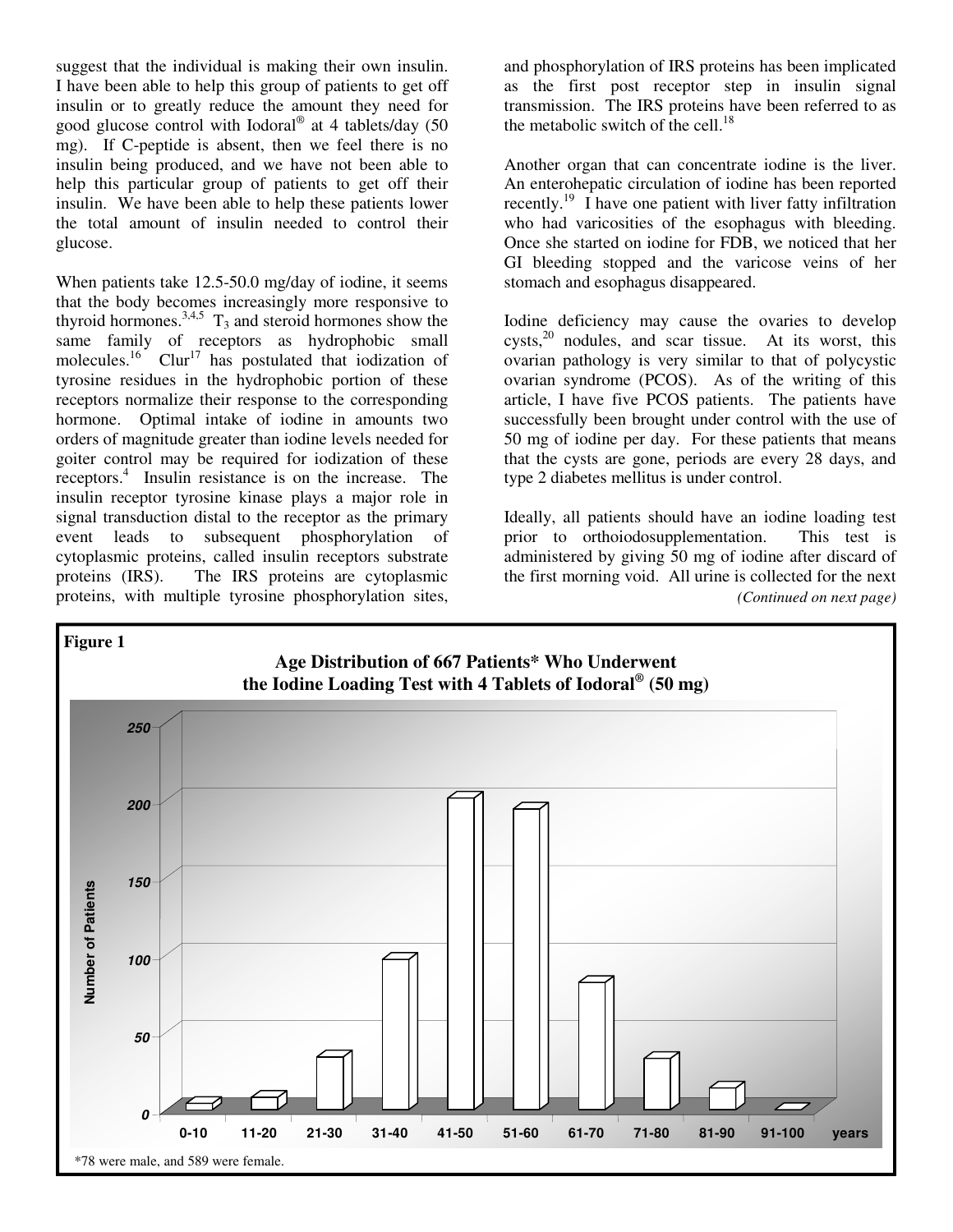suggest that the individual is making their own insulin. I have been able to help this group of patients to get off insulin or to greatly reduce the amount they need for good glucose control with Iodoral® at 4 tablets/day (50 mg). If C-peptide is absent, then we feel there is no insulin being produced, and we have not been able to help this particular group of patients to get off their insulin. We have been able to help these patients lower the total amount of insulin needed to control their glucose.

When patients take 12.5-50.0 mg/day of iodine, it seems that the body becomes increasingly more responsive to thyroid hormones.[3,4,5] $T_3$ and steroid hormones show the same family of receptors as hydrophobic small molecules.[16] Clur[17] has postulated that iodization of tyrosine residues in the hydrophobic portion of these receptors normalize their response to the corresponding hormone. Optimal intake of iodine in amounts two orders of magnitude greater than iodine levels needed for goiter control may be required for iodization of these receptors.[4] Insulin resistance is on the increase. The insulin receptor tyrosine kinase plays a major role in signal transduction distal to the receptor as the primary event leads to subsequent phosphorylation of cytoplasmic proteins, called insulin receptors substrate proteins (IRS). The IRS proteins are cytoplasmic proteins, with multiple tyrosine phosphorylation sites, and phosphorylation of IRS proteins has been implicated as the first post receptor step in insulin signal transmission. The IRS proteins have been referred to as the metabolic switch of the cell.[18]

Another organ that can concentrate iodine is the liver. An enterohepatic circulation of iodine has been reported recently.[19] I have one patient with liver fatty infiltration who had varicosities of the esophagus with bleeding. Once she started on iodine for FDB, we noticed that her GI bleeding stopped and the varicose veins of her stomach and esophagus disappeared.

Iodine deficiency may cause the ovaries to develop cysts,[20] nodules, and scar tissue. At its worst, this ovarian pathology is very similar to that of polycystic ovarian syndrome (PCOS). As of the writing of this article, I have five PCOS patients. The patients have successfully been brought under control with the use of 50 mg of iodine per day. For these patients that means that the cysts are gone, periods are every 28 days, and type 2 diabetes mellitus is under control.

Ideally, all patients should have an iodine loading test prior to orthoiodosupplementation. This test is administered by giving 50 mg of iodine after discard of the first morning void. All urine is collected for the next

*(Continued on next page)*

**Figure 1**

**Age Distribution of 667 Patients\* Who Underwent the Iodine Loading Test with 4 Tablets of Iodoral® (50 mg)**

*78 were male, and 589 were female.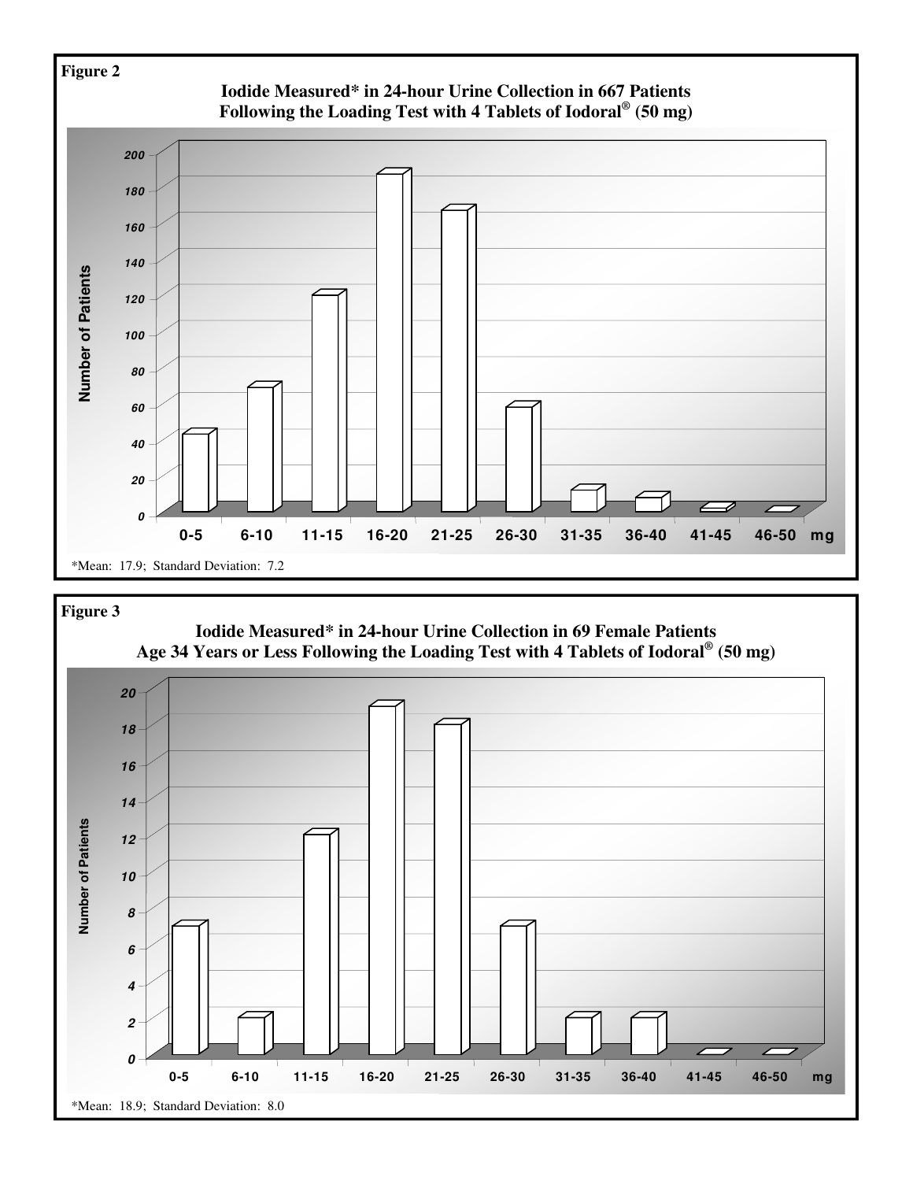**Figure 2**

**Iodide Measured* in 24-hour Urine Collection in 667 Patients Following the Loading Test with 4 Tablets of Iodoral® (50 mg)**

*Mean: 17.9; Standard Deviation: 7.2

**Figure 3**

**Iodide Measured* in 24-hour Urine Collection in 69 Female Patients Age 34 Years or Less Following the Loading Test with 4 Tablets of Iodoral® (50 mg)**

*Mean: 18.9; Standard Deviation: 8.0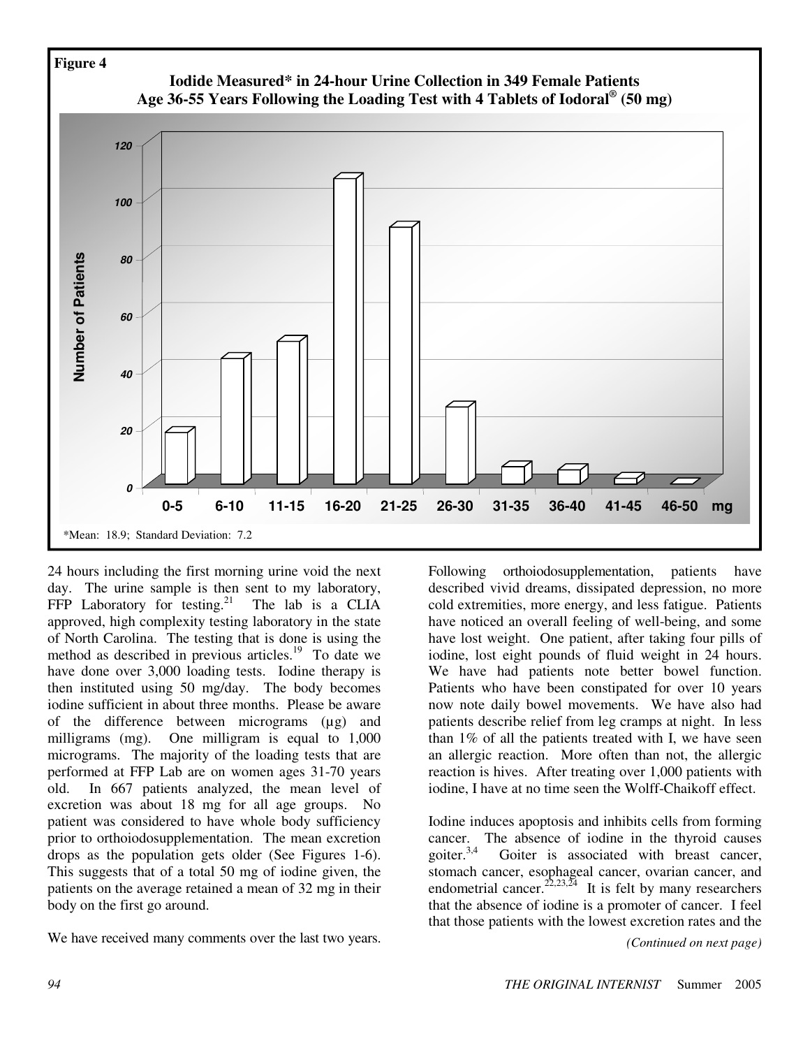**Figure 4**

**Iodide Measured* in 24-hour Urine Collection in 349 Female Patients Age 36-55 Years Following the Loading Test with 4 Tablets of Iodoral® (50 mg)**

*Mean: 18.9; Standard Deviation: 7.2

24 hours including the first morning urine void the next day. The urine sample is then sent to my laboratory, FFP Laboratory for testing.[21] The lab is a CLIA approved, high complexity testing laboratory in the state of North Carolina. The testing that is done is using the method as described in previous articles.[19] To date we have done over 3,000 loading tests. Iodine therapy is then instituted using 50 mg/day. The body becomes iodine sufficient in about three months. Please be aware of the difference between micrograms (µg) and milligrams (mg). One milligram is equal to 1,000 micrograms. The majority of the loading tests that are performed at FFP Lab are on women ages 31-70 years old. In 667 patients analyzed, the mean level of excretion was about 18 mg for all age groups. No patient was considered to have whole body sufficiency prior to orthoiodosupplementation. The mean excretion drops as the population gets older (See Figures 1-6). This suggests that of a total 50 mg of iodine given, the patients on the average retained a mean of 32 mg in their body on the first go around.

We have received many comments over the last two years. Following orthoiodosupplementation, patients have described vivid dreams, dissipated depression, no more cold extremities, more energy, and less fatigue. Patients have noticed an overall feeling of well-being, and some have lost weight. One patient, after taking four pills of iodine, lost eight pounds of fluid weight in 24 hours. We have had patients note better bowel function. Patients who have been constipated for over 10 years now note daily bowel movements. We have also had patients describe relief from leg cramps at night. In less than 1% of all the patients treated with I, we have seen an allergic reaction. More often than not, the allergic reaction is hives. After treating over 1,000 patients with iodine, I have at no time seen the Wolff-Chaikoff effect.

Iodine induces apoptosis and inhibits cells from forming cancer. The absence of iodine in the thyroid causes goiter.[3,4] Goiter is associated with breast cancer, stomach cancer, esophageal cancer, ovarian cancer, and endometrial cancer.[22,23,24] It is felt by many researchers that the absence of iodine is a promoter of cancer. I feel that those patients with the lowest excretion rates and the

*(Continued on next page)*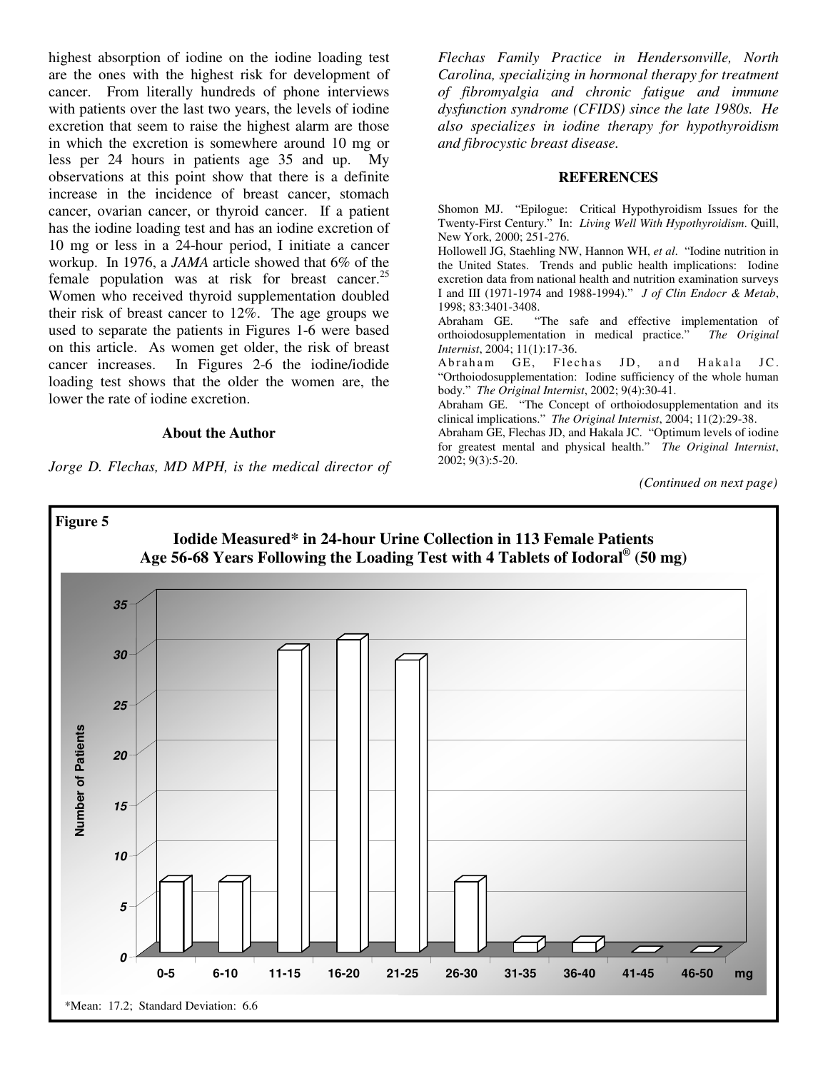highest absorption of iodine on the iodine loading test are the ones with the highest risk for development of cancer. From literally hundreds of phone interviews with patients over the last two years, the levels of iodine excretion that seem to raise the highest alarm are those in which the excretion is somewhere around 10 mg or less per 24 hours in patients age 35 and up. My observations at this point show that there is a definite increase in the incidence of breast cancer, stomach cancer, ovarian cancer, or thyroid cancer. If a patient has the iodine loading test and has an iodine excretion of 10 mg or less in a 24-hour period, I initiate a cancer workup. In 1976, a *JAMA* article showed that 6% of the female population was at risk for breast cancer.[25] Women who received thyroid supplementation doubled their risk of breast cancer to 12%. The age groups we used to separate the patients in Figures 1-6 were based on this article. As women get older, the risk of breast cancer increases. In Figures 2-6 the iodine/iodide loading test shows that the older the women are, the lower the rate of iodine excretion.

### About the Author

*Jorge D. Flechas, MD MPH, is the medical director of Flechas Family Practice in Hendersonville, North Carolina, specializing in hormonal therapy for treatment of fibromyalgia and chronic fatigue and immune dysfunction syndrome (CFIDS) since the late 1980s. He also specializes in iodine therapy for hypothyroidism and fibrocystic breast disease.*

### REFERENCES

Shomon MJ. "Epilogue: Critical Hypothyroidism Issues for the Twenty-First Century." In: *Living Well With Hypothyroidism*. Quill, New York, 2000; 251-276.

Hollowell JG, Staehling NW, Hannon WH, *et al*. "Iodine nutrition in the United States. Trends and public health implications: Iodine excretion data from national health and nutrition examination surveys I and III (1971-1974 and 1988-1994)." *J of Clin Endocr & Metab*, 1998; 83:3401-3408.

Abraham GE. "The safe and effective implementation of orthoiodosupplementation in medical practice." *The Original Internist*, 2004; 11(1):17-36.

Abraham GE, Flechas JD, and Hakala JC. "Orthoiodosupplementation: Iodine sufficiency of the whole human body." *The Original Internist*, 2002; 9(4):30-41.

Abraham GE. "The Concept of orthoiodosupplementation and its clinical implications." *The Original Internist*, 2004; 11(2):29-38.

Abraham GE, Flechas JD, and Hakala JC. "Optimum levels of iodine for greatest mental and physical health." *The Original Internist*, 2002; 9(3):5-20.

*(Continued on next page)*

**Figure 5**

**Iodide Measured* in 24-hour Urine Collection in 113 Female Patients Age 56-68 Years Following the Loading Test with 4 Tablets of Iodoral® (50 mg)**

| mg | 0-5 | 6-10 | 11-15 | 16-20 | 21-25 | 26-30 | 31-35 | 36-40 | 41-45 | 46-50 |
|---|---|---|---|---|---|---|---|---|---|---|
| Number of Patients | 7 | 7 | 30 | 31 | 29 | 7 | 1 | 1 | 0 | 0 |

*Mean: 17.2; Standard Deviation: 6.6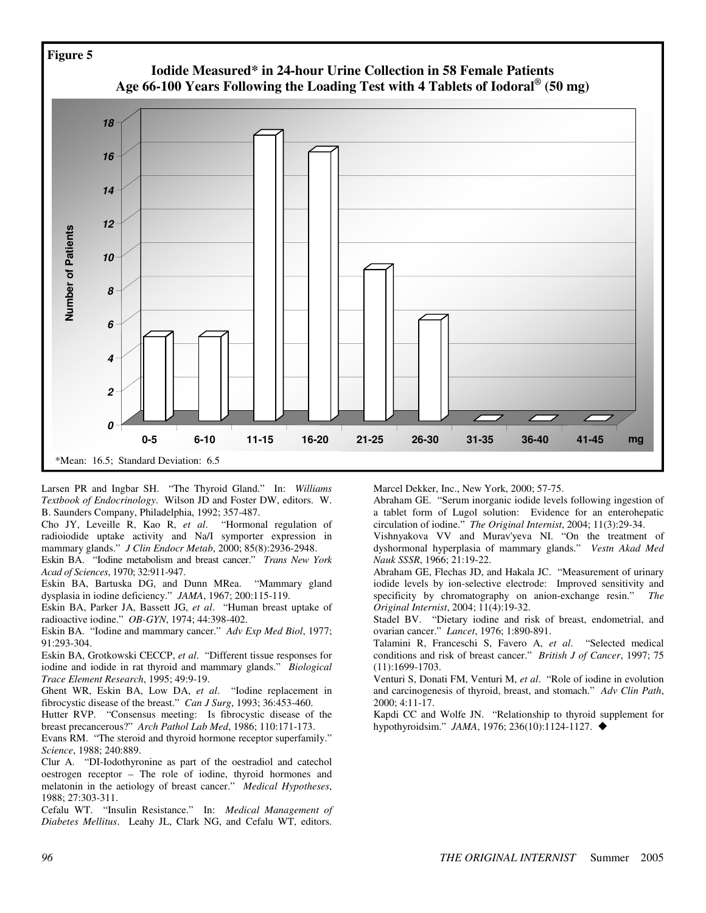**Figure 5**

**Iodide Measured\* in 24-hour Urine Collection in 58 Female Patients Age 66-100 Years Following the Loading Test with 4 Tablets of Iodoral® (50 mg)**

Number of Patients

18
16
14
12
10
8
6
4
2
0

0-5 6-10 11-15 16-20 21-25 26-30 31-35 36-40 41-45 mg

\*Mean: 16.5; Standard Deviation: 6.5

Larsen PR and Ingbar SH. "The Thyroid Gland." In: *Williams Textbook of Endocrinology*. Wilson JD and Foster DW, editors. W. B. Saunders Company, Philadelphia, 1992; 357-487.

Cho JY, Leveille R, Kao R, *et al*. "Hormonal regulation of radioiodide uptake activity and Na/I symporter expression in mammary glands." *J Clin Endocr Metab*, 2000; 85(8):2936-2948.

Eskin BA. "Iodine metabolism and breast cancer." *Trans New York Acad of Sciences*, 1970; 32:911-947.

Eskin BA, Bartuska DG, and Dunn MRea. "Mammary gland dysplasia in iodine deficiency." *JAMA*, 1967; 200:115-119.

Eskin BA, Parker JA, Bassett JG, *et al*. "Human breast uptake of radioactive iodine." *OB-GYN*, 1974; 44:398-402.

Eskin BA. "Iodine and mammary cancer." *Adv Exp Med Biol*, 1977; 91:293-304.

Eskin BA, Grotkowski CECCP, *et al*. "Different tissue responses for iodine and iodide in rat thyroid and mammary glands." *Biological Trace Element Research*, 1995; 49:9-19.

Ghent WR, Eskin BA, Low DA, *et al*. "Iodine replacement in fibrocystic disease of the breast." *Can J Surg*, 1993; 36:453-460.

Hutter RVP. "Consensus meeting: Is fibrocystic disease of the breast precancerous?" *Arch Pathol Lab Med*, 1986; 110:171-173.

Evans RM. "The steroid and thyroid hormone receptor superfamily." *Science*, 1988; 240:889.

Clur A. "DI-Iodothyronine as part of the oestradiol and catechol oestrogen receptor – The role of iodine, thyroid hormones and melatonin in the aetiology of breast cancer." *Medical Hypotheses*, 1988; 27:303-311.

Cefalu WT. "Insulin Resistance." In: *Medical Management of Diabetes Mellitus*. Leahy JL, Clark NG, and Cefalu WT, editors. Marcel Dekker, Inc., New York, 2000; 57-75.

Abraham GE. "Serum inorganic iodide levels following ingestion of a tablet form of Lugol solution: Evidence for an enterohepatic circulation of iodine." *The Original Internist*, 2004; 11(3):29-34.

Vishnyakova VV and Murav'yeva NI. "On the treatment of dyshormonal hyperplasia of mammary glands." *Vestn Akad Med Nauk SSSR*, 1966; 21:19-22.

Abraham GE, Flechas JD, and Hakala JC. "Measurement of urinary iodide levels by ion-selective electrode: Improved sensitivity and specificity by chromatography on anion-exchange resin." *The Original Internist*, 2004; 11(4):19-32.

Stadel BV. "Dietary iodine and risk of breast, endometrial, and ovarian cancer." *Lancet*, 1976; 1:890-891.

Talamini R, Franceschi S, Favero A, *et al*. "Selected medical conditions and risk of breast cancer." *British J of Cancer*, 1997; 75 (11):1699-1703.

Venturi S, Donati FM, Venturi M, *et al*. "Role of iodine in evolution and carcinogenesis of thyroid, breast, and stomach." *Adv Clin Path*, 2000; 4:11-17.

Kapdi CC and Wolfe JN. "Relationship to thyroid supplement for hypothyroidsim." *JAMA*, 1976; 236(10):1124-1127. ◆